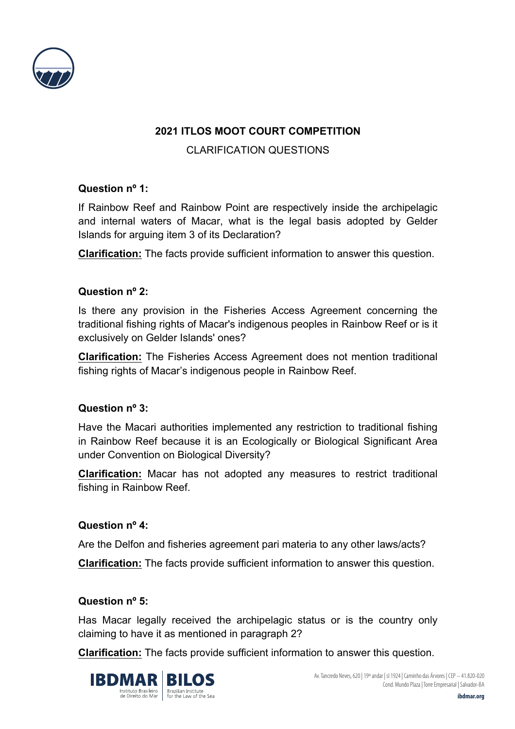## 2021 ITLOS MOOT COURT COMPETITION

### CLARIFICATION QUESTIONS

**Question nº 1:**

If Rainbow Reef and Rainbow Point are respectively inside the archipelagic and internal waters of Macar, what is the legal basis adopted by Gelder Islands for arguing item 3 of its Declaration?

**Clarification:** The facts provide sufficient information to answer this question.

**Question nº 2:**

Is there any provision in the Fisheries Access Agreement concerning the traditional fishing rights of Macar's indigenous peoples in Rainbow Reef or is it exclusively on Gelder Islands' ones?

**Clarification:** The Fisheries Access Agreement does not mention traditional fishing rights of Macar's indigenous people in Rainbow Reef.

**Question nº 3:**

Have the Macari authorities implemented any restriction to traditional fishing in Rainbow Reef because it is an Ecologically or Biological Significant Area under Convention on Biological Diversity?

**Clarification:** Macar has not adopted any measures to restrict traditional fishing in Rainbow Reef.

**Question nº 4:**

Are the Delfon and fisheries agreement pari materia to any other laws/acts?

**Clarification:** The facts provide sufficient information to answer this question.

**Question nº 5:**

Has Macar legally received the archipelagic status or is the country only claiming to have it as mentioned in paragraph 2?

**Clarification:** The facts provide sufficient information to answer this question.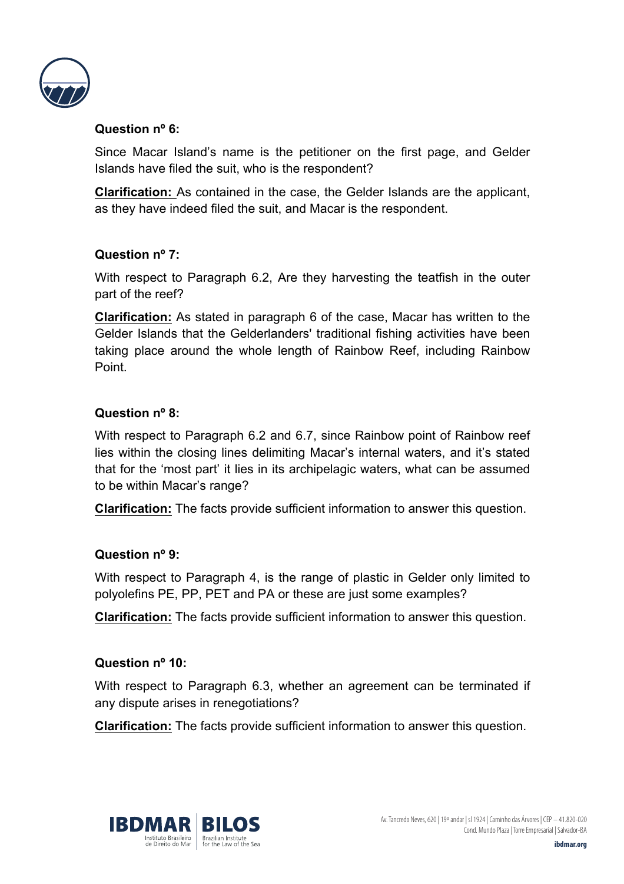**Question nº 6:**

Since Macar Island's name is the petitioner on the first page, and Gelder Islands have filed the suit, who is the respondent?

**Clarification:** As contained in the case, the Gelder Islands are the applicant, as they have indeed filed the suit, and Macar is the respondent.

**Question nº 7:**

With respect to Paragraph 6.2, Are they harvesting the teatfish in the outer part of the reef?

**Clarification:** As stated in paragraph 6 of the case, Macar has written to the Gelder Islands that the Gelderlanders' traditional fishing activities have been taking place around the whole length of Rainbow Reef, including Rainbow Point.

**Question nº 8:**

With respect to Paragraph 6.2 and 6.7, since Rainbow point of Rainbow reef lies within the closing lines delimiting Macar's internal waters, and it's stated that for the 'most part' it lies in its archipelagic waters, what can be assumed to be within Macar's range?

**Clarification:** The facts provide sufficient information to answer this question.

**Question nº 9:**

With respect to Paragraph 4, is the range of plastic in Gelder only limited to polyolefins PE, PP, PET and PA or these are just some examples?

**Clarification:** The facts provide sufficient information to answer this question.

**Question nº 10:**

With respect to Paragraph 6.3, whether an agreement can be terminated if any dispute arises in renegotiations?

**Clarification:** The facts provide sufficient information to answer this question.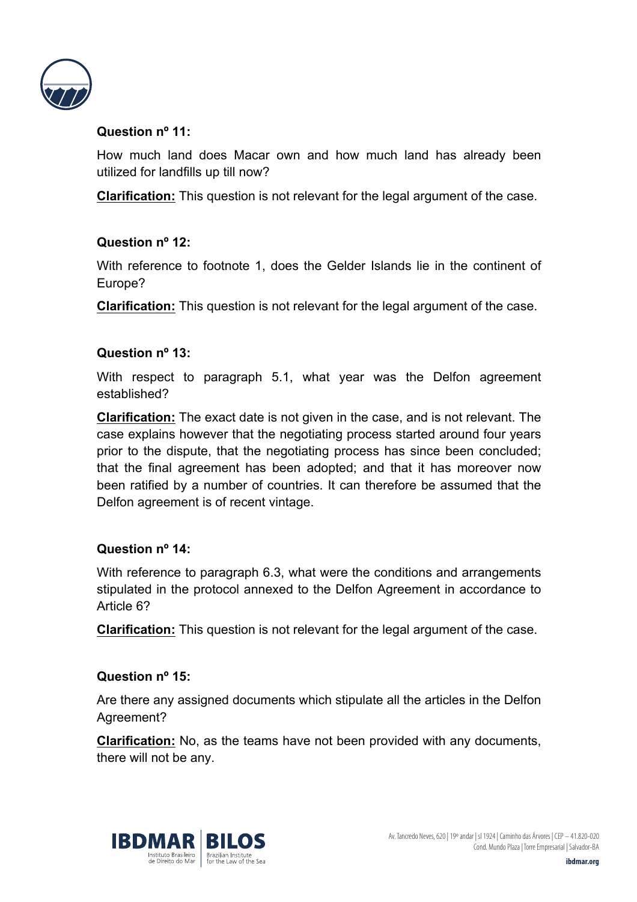**Question nº 11:**

How much land does Macar own and how much land has already been utilized for landfills up till now?

**Clarification:** This question is not relevant for the legal argument of the case.

**Question nº 12:**

With reference to footnote 1, does the Gelder Islands lie in the continent of Europe?

**Clarification:** This question is not relevant for the legal argument of the case.

**Question nº 13:**

With respect to paragraph 5.1, what year was the Delfon agreement established?

**Clarification:** The exact date is not given in the case, and is not relevant. The case explains however that the negotiating process started around four years prior to the dispute, that the negotiating process has since been concluded; that the final agreement has been adopted; and that it has moreover now been ratified by a number of countries. It can therefore be assumed that the Delfon agreement is of recent vintage.

**Question nº 14:**

With reference to paragraph 6.3, what were the conditions and arrangements stipulated in the protocol annexed to the Delfon Agreement in accordance to Article 6?

**Clarification:** This question is not relevant for the legal argument of the case.

**Question nº 15:**

Are there any assigned documents which stipulate all the articles in the Delfon Agreement?

**Clarification:** No, as the teams have not been provided with any documents, there will not be any.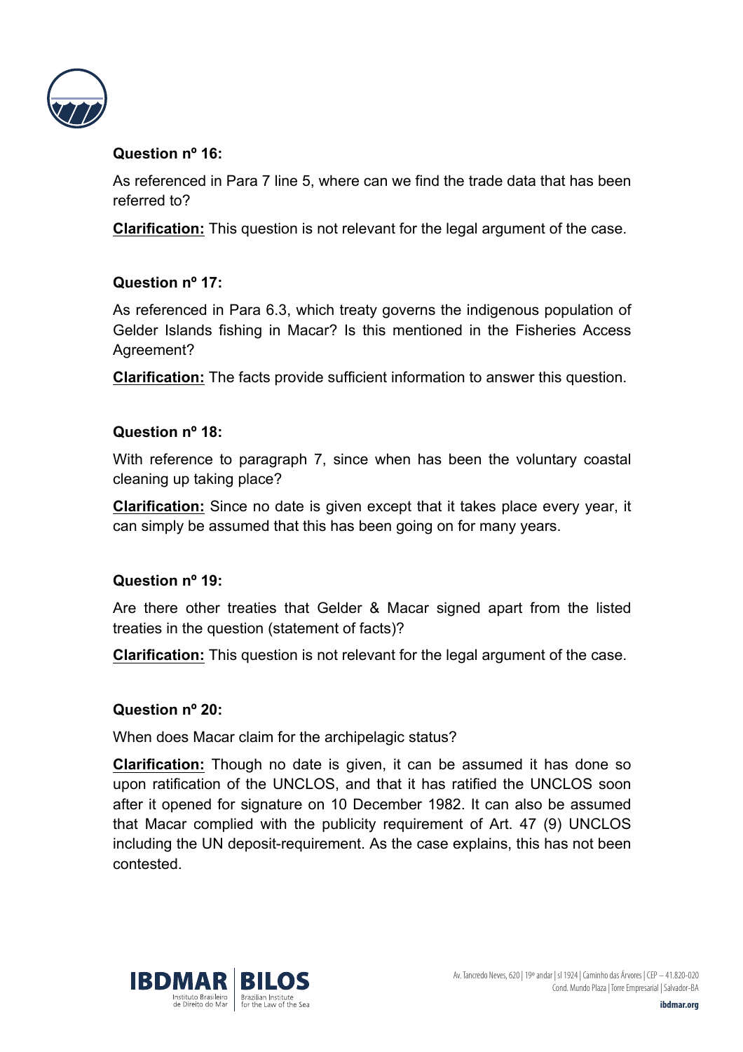**Question nº 16:**

As referenced in Para 7 line 5, where can we find the trade data that has been referred to?

**Clarification:** This question is not relevant for the legal argument of the case.

**Question nº 17:**

As referenced in Para 6.3, which treaty governs the indigenous population of Gelder Islands fishing in Macar? Is this mentioned in the Fisheries Access Agreement?

**Clarification:** The facts provide sufficient information to answer this question.

**Question nº 18:**

With reference to paragraph 7, since when has been the voluntary coastal cleaning up taking place?

**Clarification:** Since no date is given except that it takes place every year, it can simply be assumed that this has been going on for many years.

**Question nº 19:**

Are there other treaties that Gelder & Macar signed apart from the listed treaties in the question (statement of facts)?

**Clarification:** This question is not relevant for the legal argument of the case.

**Question nº 20:**

When does Macar claim for the archipelagic status?

**Clarification:** Though no date is given, it can be assumed it has done so upon ratification of the UNCLOS, and that it has ratified the UNCLOS soon after it opened for signature on 10 December 1982. It can also be assumed that Macar complied with the publicity requirement of Art. 47 (9) UNCLOS including the UN deposit-requirement. As the case explains, this has not been contested.